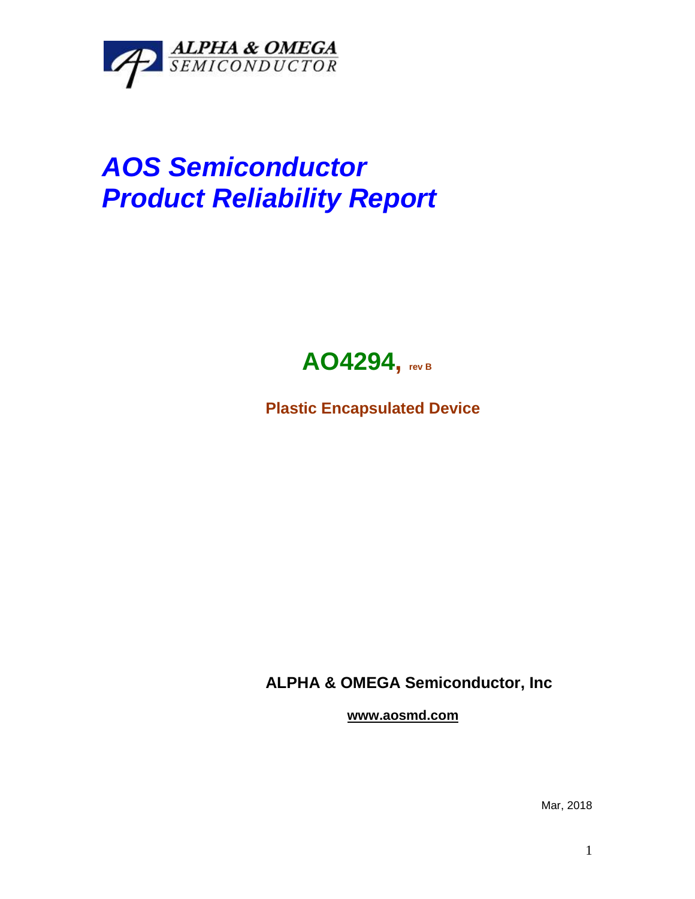ALPHA & OMEGA
SEMICONDUCTOR

# *AOS Semiconductor*
# *Product Reliability Report*

## AO4294, rev B

**Plastic Encapsulated Device**

**ALPHA & OMEGA Semiconductor, Inc**

**www.aosmd.com**

Mar, 2018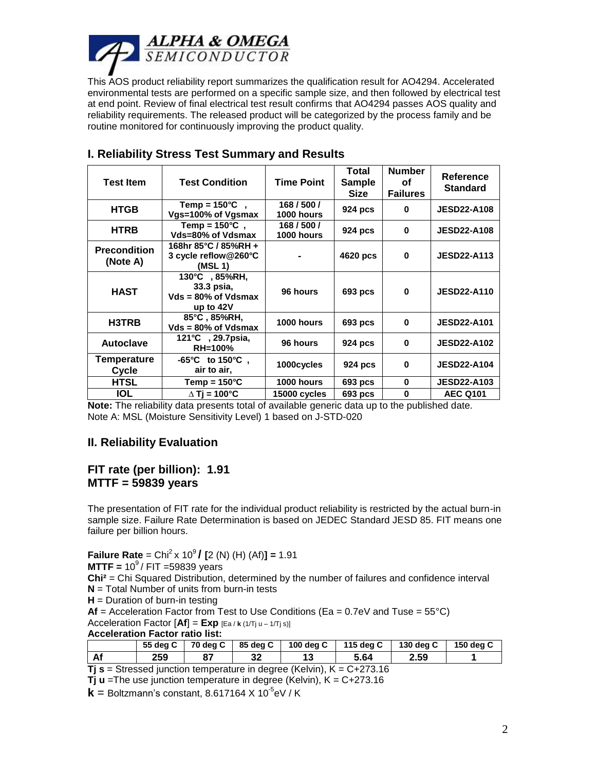ALPHA & OMEGA SEMICONDUCTOR

This AOS product reliability report summarizes the qualification result for AO4294. Accelerated environmental tests are performed on a specific sample size, and then followed by electrical test at end point. Review of final electrical test result confirms that AO4294 passes AOS quality and reliability requirements. The released product will be categorized by the process family and be routine monitored for continuously improving the product quality.

## I. Reliability Stress Test Summary and Results

| Test Item | Test Condition | Time Point | Total Sample Size | Number of Failures | Reference Standard |
|---|---|---|---|---|---|
| **HTGB** | **Temp = 150°C , Vgs=100% of Vgsmax** | **168 / 500 / 1000 hours** | **924 pcs** | **0** | **JESD22-A108** |
| **HTRB** | **Temp = 150°C , Vds=80% of Vdsmax** | **168 / 500 / 1000 hours** | **924 pcs** | **0** | **JESD22-A108** |
| **Precondition (Note A)** | **168hr 85°C / 85%RH + 3 cycle reflow@260°C (MSL 1)** | **-** | **4620 pcs** | **0** | **JESD22-A113** |
| **HAST** | **130°C , 85%RH, 33.3 psia, Vds = 80% of Vdsmax up to 42V** | **96 hours** | **693 pcs** | **0** | **JESD22-A110** |
| **H3TRB** | **85°C , 85%RH, Vds = 80% of Vdsmax** | **1000 hours** | **693 pcs** | **0** | **JESD22-A101** |
| **Autoclave** | **121°C , 29.7psia, RH=100%** | **96 hours** | **924 pcs** | **0** | **JESD22-A102** |
| **Temperature Cycle** | **-65°C to 150°C , air to air,** | **1000cycles** | **924 pcs** | **0** | **JESD22-A104** |
| **HTSL** | **Temp = 150°C** | **1000 hours** | **693 pcs** | **0** | **JESD22-A103** |
| **IOL** | **$\Delta$ Tj = 100°C** | **15000 cycles** | **693 pcs** | **0** | **AEC Q101** |

**Note:** The reliability data presents total of available generic data up to the published date.
Note A: MSL (Moisture Sensitivity Level) 1 based on J-STD-020

## II. Reliability Evaluation

### FIT rate (per billion): 1.91
### MTTF = 59839 years

The presentation of FIT rate for the individual product reliability is restricted by the actual burn-in sample size. Failure Rate Determination is based on JEDEC Standard JESD 85. FIT means one failure per billion hours.

**Failure Rate** = $Chi^2 \times 10^9$ **/ [**2 (N) (H) (Af)**] =** 1.91
**MTTF =** $10^9$ / FIT =59839 years
**Chi²** = Chi Squared Distribution, determined by the number of failures and confidence interval
**N** = Total Number of units from burn-in tests
**H** = Duration of burn-in testing
**Af** = Acceleration Factor from Test to Use Conditions (Ea = 0.7eV and Tuse = 55°C)
Acceleration Factor [**Af**] = **Exp** [Ea / **k** (1/Tj u – 1/Tj s)]
**Acceleration Factor ratio list:**

| | 55 deg C | 70 deg C | 85 deg C | 100 deg C | 115 deg C | 130 deg C | 150 deg C |
|---|---|---|---|---|---|---|---|
| **Af** | **259** | **87** | **32** | **13** | **5.64** | **2.59** | **1** |

**Tj s** = Stressed junction temperature in degree (Kelvin), K = C+273.16
**Tj u** =The use junction temperature in degree (Kelvin), K = C+273.16
**k** = Boltzmann's constant, $8.617164 \times 10^{-5}$eV / K